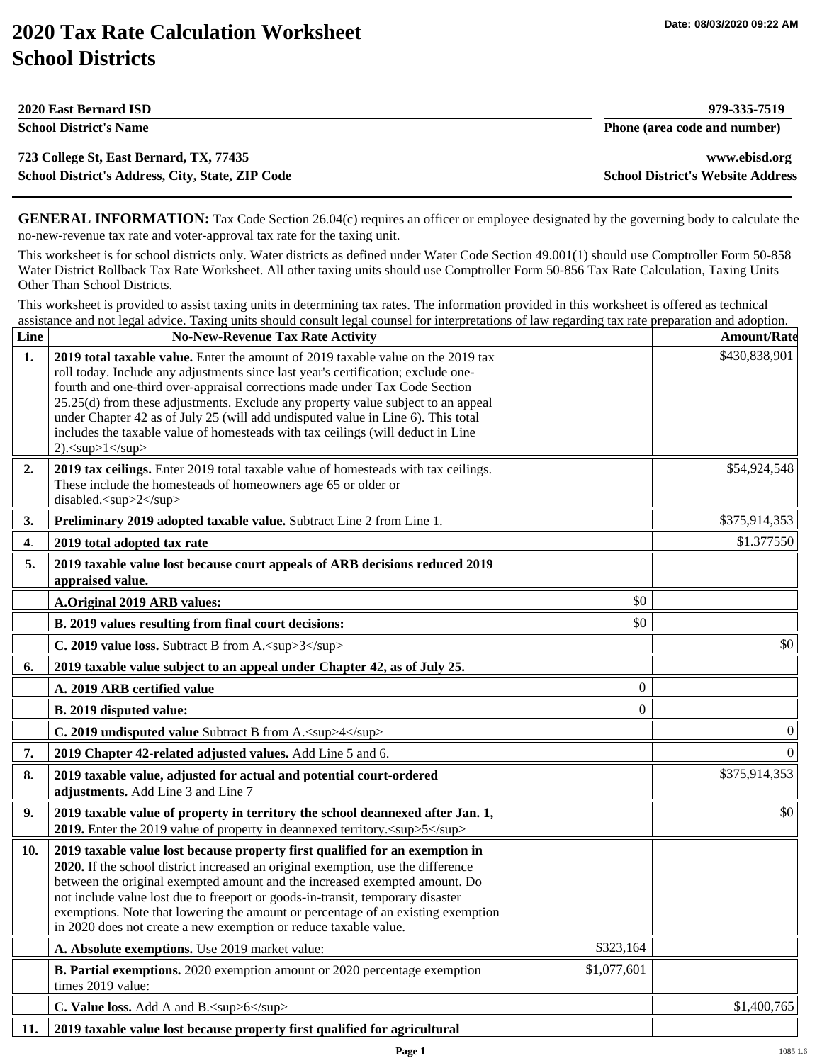# 2020 Tax Rate Calculation Worksheet
# School Districts

Date: 08/03/2020 09:22 AM

| | |
|---|---|
| **2020 East Bernard ISD** | **979-335-7519** |
| **School District's Name** | **Phone (area code and number)** |
| **723 College St, East Bernard, TX, 77435** | **www.ebisd.org** |
| **School District's Address, City, State, ZIP Code** | **School District's Website Address** |

**GENERAL INFORMATION:** Tax Code Section 26.04(c) requires an officer or employee designated by the governing body to calculate the no-new-revenue tax rate and voter-approval tax rate for the taxing unit.

This worksheet is for school districts only. Water districts as defined under Water Code Section 49.001(1) should use Comptroller Form 50-858 Water District Rollback Tax Rate Worksheet. All other taxing units should use Comptroller Form 50-856 Tax Rate Calculation, Taxing Units Other Than School Districts.

This worksheet is provided to assist taxing units in determining tax rates. The information provided in this worksheet is offered as technical assistance and not legal advice. Taxing units should consult legal counsel for interpretations of law regarding tax rate preparation and adoption.

| Line | No-New-Revenue Tax Rate Activity | | Amount/Rate |
|---|---|---|---|
| 1. | **2019 total taxable value.** Enter the amount of 2019 taxable value on the 2019 tax roll today. Include any adjustments since last year's certification; exclude one-fourth and one-third over-appraisal corrections made under Tax Code Section 25.25(d) from these adjustments. Exclude any property value subject to an appeal under Chapter 42 as of July 25 (will add undisputed value in Line 6). This total includes the taxable value of homesteads with tax ceilings (will deduct in Line 2).[1] | | $430,838,901 |
| 2. | **2019 tax ceilings.** Enter 2019 total taxable value of homesteads with tax ceilings. These include the homesteads of homeowners age 65 or older or disabled.[2] | | $54,924,548 |
| 3. | **Preliminary 2019 adopted taxable value.** Subtract Line 2 from Line 1. | | $375,914,353 |
| 4. | **2019 total adopted tax rate** | | $1.377550 |
| 5. | **2019 taxable value lost because court appeals of ARB decisions reduced 2019 appraised value.** | | |
| | **A.Original 2019 ARB values:** | $0 | |
| | **B. 2019 values resulting from final court decisions:** | $0 | |
| | **C. 2019 value loss.** Subtract B from A.[3] | | $0 |
| 6. | **2019 taxable value subject to an appeal under Chapter 42, as of July 25.** | | |
| | **A. 2019 ARB certified value** | 0 | |
| | **B. 2019 disputed value:** | 0 | |
| | **C. 2019 undisputed value** Subtract B from A.[4] | | 0 |
| 7. | **2019 Chapter 42-related adjusted values.** Add Line 5 and 6. | | 0 |
| 8. | **2019 taxable value, adjusted for actual and potential court-ordered adjustments.** Add Line 3 and Line 7 | | $375,914,353 |
| 9. | **2019 taxable value of property in territory the school deannexed after Jan. 1, 2019.** Enter the 2019 value of property in deannexed territory.[5] | | $0 |
| 10. | **2019 taxable value lost because property first qualified for an exemption in 2020.** If the school district increased an original exemption, use the difference between the original exempted amount and the increased exempted amount. Do not include value lost due to freeport or goods-in-transit, temporary disaster exemptions. Note that lowering the amount or percentage of an existing exemption in 2020 does not create a new exemption or reduce taxable value. | | |
| | **A. Absolute exemptions.** Use 2019 market value: | $323,164 | |
| | **B. Partial exemptions.** 2020 exemption amount or 2020 percentage exemption times 2019 value: | $1,077,601 | |
| | **C. Value loss.** Add A and B.[6] | | $1,400,765 |
| 11. | **2019 taxable value lost because property first qualified for agricultural** | | |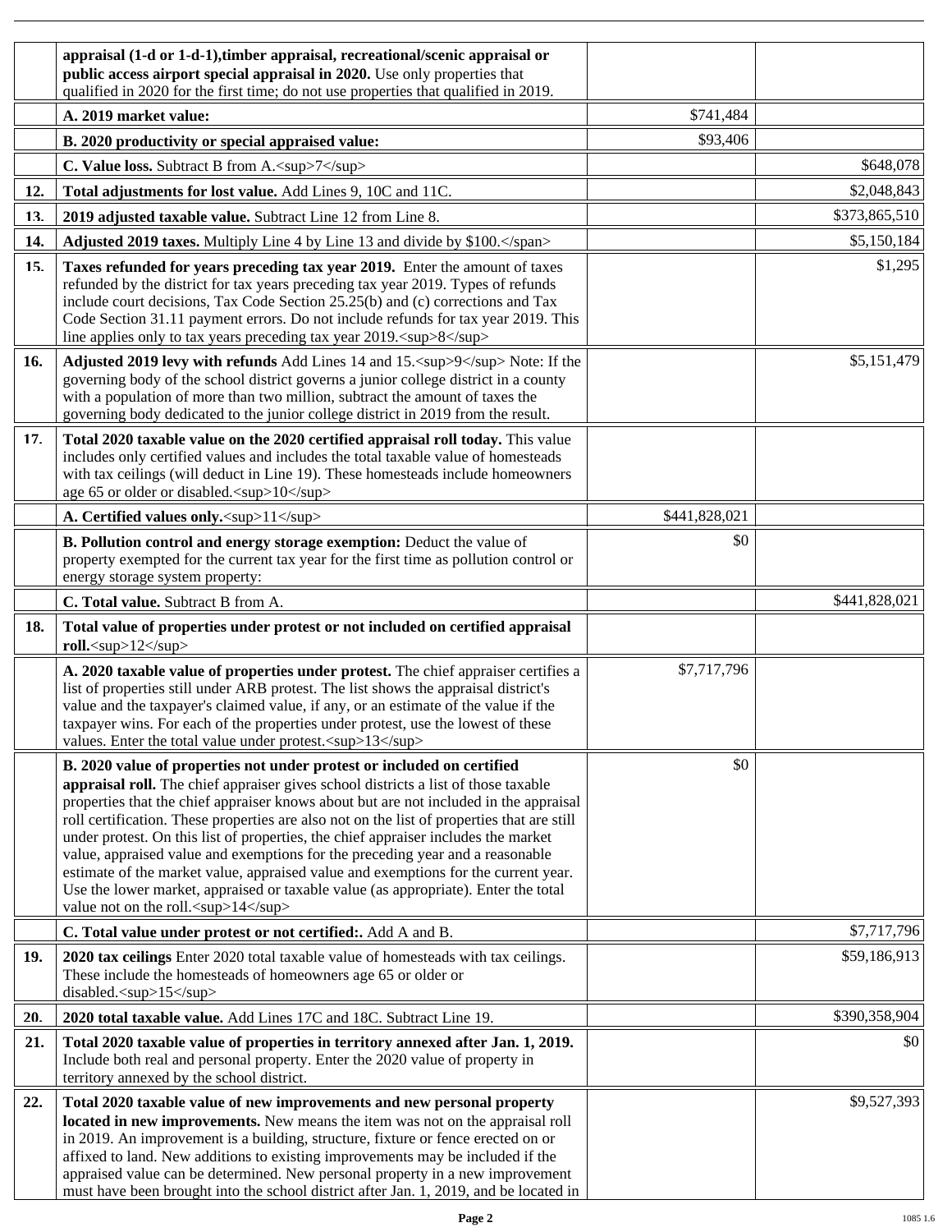| | | | |
|---|---|---|---|
| | **appraisal (1-d or 1-d-1),timber appraisal, recreational/scenic appraisal or public access airport special appraisal in 2020.** Use only properties that qualified in 2020 for the first time; do not use properties that qualified in 2019. | | |
| | **A. 2019 market value:** | $741,484 | |
| | **B. 2020 productivity or special appraised value:** | $93,406 | |
| | **C. Value loss.** Subtract B from A.[7] | | $648,078 |
| **12.** | **Total adjustments for lost value.** Add Lines 9, 10C and 11C. | | $2,048,843 |
| **13.** | **2019 adjusted taxable value.** Subtract Line 12 from Line 8. | | $373,865,510 |
| **14.** | **Adjusted 2019 taxes.** Multiply Line 4 by Line 13 and divide by $100. | | $5,150,184 |
| **15.** | **Taxes refunded for years preceding tax year 2019.** Enter the amount of taxes refunded by the district for tax years preceding tax year 2019. Types of refunds include court decisions, Tax Code Section 25.25(b) and (c) corrections and Tax Code Section 31.11 payment errors. Do not include refunds for tax year 2019. This line applies only to tax years preceding tax year 2019.[8] | | $1,295 |
| **16.** | **Adjusted 2019 levy with refunds** Add Lines 14 and 15.[9] Note: If the governing body of the school district governs a junior college district in a county with a population of more than two million, subtract the amount of taxes the governing body dedicated to the junior college district in 2019 from the result. | | $5,151,479 |
| **17.** | **Total 2020 taxable value on the 2020 certified appraisal roll today.** This value includes only certified values and includes the total taxable value of homesteads with tax ceilings (will deduct in Line 19). These homesteads include homeowners age 65 or older or disabled.[10] | | |
| | **A. Certified values only.**[11] | $441,828,021 | |
| | **B. Pollution control and energy storage exemption:** Deduct the value of property exempted for the current tax year for the first time as pollution control or energy storage system property: | $0 | |
| | **C. Total value.** Subtract B from A. | | $441,828,021 |
| **18.** | **Total value of properties under protest or not included on certified appraisal roll.**[12] | | |
| | **A. 2020 taxable value of properties under protest.** The chief appraiser certifies a list of properties still under ARB protest. The list shows the appraisal district's value and the taxpayer's claimed value, if any, or an estimate of the value if the taxpayer wins. For each of the properties under protest, use the lowest of these values. Enter the total value under protest.[13] | $7,717,796 | |
| | **B. 2020 value of properties not under protest or included on certified appraisal roll.** The chief appraiser gives school districts a list of those taxable properties that the chief appraiser knows about but are not included in the appraisal roll certification. These properties are also not on the list of properties that are still under protest. On this list of properties, the chief appraiser includes the market value, appraised value and exemptions for the preceding year and a reasonable estimate of the market value, appraised value and exemptions for the current year. Use the lower market, appraised or taxable value (as appropriate). Enter the total value not on the roll.[14] | $0 | |
| | **C. Total value under protest or not certified:.** Add A and B. | | $7,717,796 |
| **19.** | **2020 tax ceilings** Enter 2020 total taxable value of homesteads with tax ceilings. These include the homesteads of homeowners age 65 or older or disabled.[15] | | $59,186,913 |
| **20.** | **2020 total taxable value.** Add Lines 17C and 18C. Subtract Line 19. | | $390,358,904 |
| **21.** | **Total 2020 taxable value of properties in territory annexed after Jan. 1, 2019.** Include both real and personal property. Enter the 2020 value of property in territory annexed by the school district. | | $0 |
| **22.** | **Total 2020 taxable value of new improvements and new personal property located in new improvements.** New means the item was not on the appraisal roll in 2019. An improvement is a building, structure, fixture or fence erected on or affixed to land. New additions to existing improvements may be included if the appraised value can be determined. New personal property in a new improvement must have been brought into the school district after Jan. 1, 2019, and be located in | | $9,527,393 |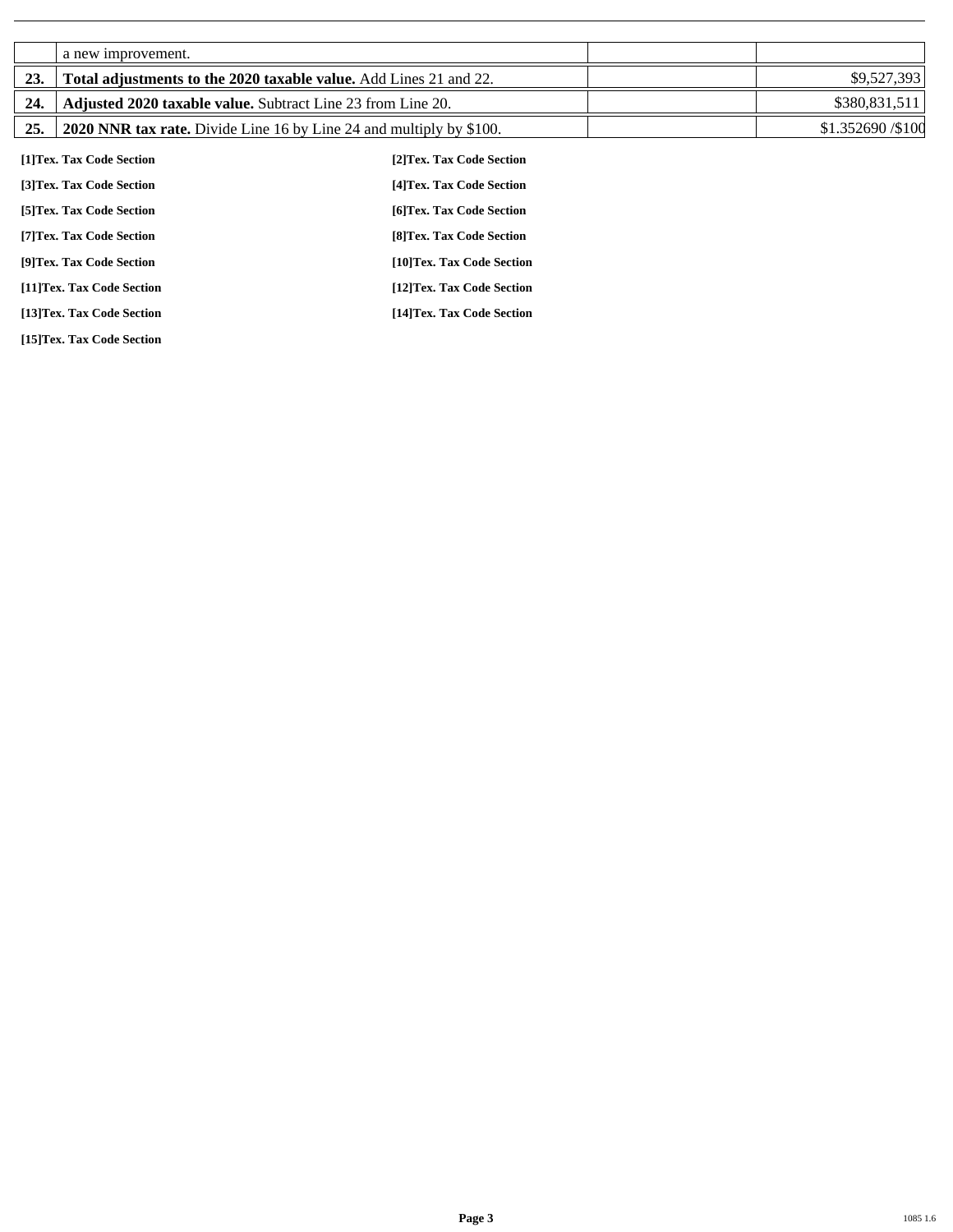| | | | |
|---|---|---|---|
| | a new improvement. | | |
| **23.** | **Total adjustments to the 2020 taxable value.** Add Lines 21 and 22. | | $9,527,393 |
| **24.** | **Adjusted 2020 taxable value.** Subtract Line 23 from Line 20. | | $380,831,511 |
| **25.** | **2020 NNR tax rate.** Divide Line 16 by Line 24 and multiply by $100. | | $1.352690 /$100 |

**[1]Tex. Tax Code Section**

**[2]Tex. Tax Code Section**

**[3]Tex. Tax Code Section**

**[4]Tex. Tax Code Section**

**[5]Tex. Tax Code Section**

**[6]Tex. Tax Code Section**

**[7]Tex. Tax Code Section**

**[8]Tex. Tax Code Section**

**[9]Tex. Tax Code Section**

**[10]Tex. Tax Code Section**

**[11]Tex. Tax Code Section**

**[12]Tex. Tax Code Section**

**[13]Tex. Tax Code Section**

**[14]Tex. Tax Code Section**

**[15]Tex. Tax Code Section**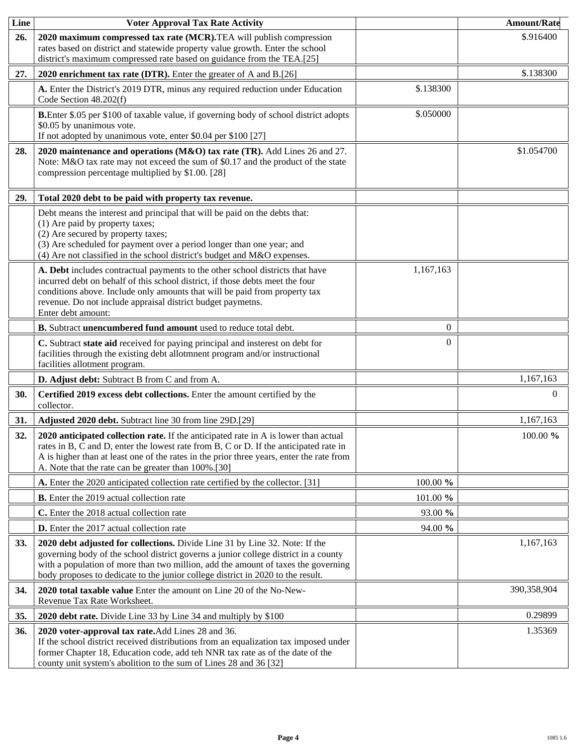| Line | Voter Approval Tax Rate Activity | | Amount/Rate |
|---|---|---|---|
| 26. | **2020 maximum compressed tax rate (MCR).** TEA will publish compression rates based on district and statewide property value growth. Enter the school district's maximum compressed rate based on guidance from the TEA.[25] | | $.916400 |
| 27. | **2020 enrichment tax rate (DTR).** Enter the greater of A and B.[26] | | $.138300 |
| | **A.** Enter the District's 2019 DTR, minus any required reduction under Education Code Section 48.202(f) | $.138300 | |
| | **B.** Enter $.05 per $100 of taxable value, if governing body of school district adopts $0.05 by unanimous vote.<br>If not adopted by unanimous vote, enter $0.04 per $100 [27] | $.050000 | |
| 28. | **2020 maintenance and operations (M&O) tax rate (TR).** Add Lines 26 and 27. Note: M&O tax rate may not exceed the sum of $0.17 and the product of the state compression percentage multiplied by $1.00. [28] | | $1.054700 |
| 29. | **Total 2020 debt to be paid with property tax revenue.** | | |
| | Debt means the interest and principal that will be paid on the debts that:<br>(1) Are paid by property taxes;<br>(2) Are secured by property taxes;<br>(3) Are scheduled for payment over a period longer than one year; and<br>(4) Are not classified in the school district's budget and M&O expenses. | | |
| | **A. Debt** includes contractual payments to the other school districts that have incurred debt on behalf of this school district, if those debts meet the four conditions above. Include only amounts that will be paid from property tax revenue. Do not include appraisal district budget paymetns.<br>Enter debt amount: | 1,167,163 | |
| | **B.** Subtract **unencumbered fund amount** used to reduce total debt. | 0 | |
| | **C.** Subtract **state aid** received for paying principal and insterest on debt for facilities through the existing debt allotmnent program and/or instructional facilities allotment program. | 0 | |
| | **D. Adjust debt:** Subtract B from C and from A. | | 1,167,163 |
| 30. | **Certified 2019 excess debt collections.** Enter the amount certified by the collector. | | 0 |
| 31. | **Adjusted 2020 debt.** Subtract line 30 from line 29D.[29] | | 1,167,163 |
| 32. | **2020 anticipated collection rate.** If the anticipated rate in A is lower than actual rates in B, C and D, enter the lowest rate from B, C or D. If the anticipated rate in A is higher than at least one of the rates in the prior three years, enter the rate from A. Note that the rate can be greater than 100%.[30] | | 100.00 **%** |
| | **A.** Enter the 2020 anticipated collection rate certified by the collector. [31] | 100.00 **%** | |
| | **B.** Enter the 2019 actual collection rate | 101.00 **%** | |
| | **C.** Enter the 2018 actual collection rate | 93.00 **%** | |
| | **D.** Enter the 2017 actual collection rate | 94.00 **%** | |
| 33. | **2020 debt adjusted for collections.** Divide Line 31 by Line 32. Note: If the governing body of the school district governs a junior college district in a county with a population of more than two million, add the amount of taxes the governing body proposes to dedicate to the junior college district in 2020 to the result. | | 1,167,163 |
| 34. | **2020 total taxable value** Enter the amount on Line 20 of the No-New-Revenue Tax Rate Worksheet. | | 390,358,904 |
| 35. | **2020 debt rate.** Divide Line 33 by Line 34 and multiply by $100 | | 0.29899 |
| 36. | **2020 voter-approval tax rate.** Add Lines 28 and 36.<br>If the school district received distributions from an equalization tax imposed under former Chapter 18, Education code, add teh NNR tax rate as of the date of the county unit system's abolition to the sum of Lines 28 and 36 [32] | | 1.35369 |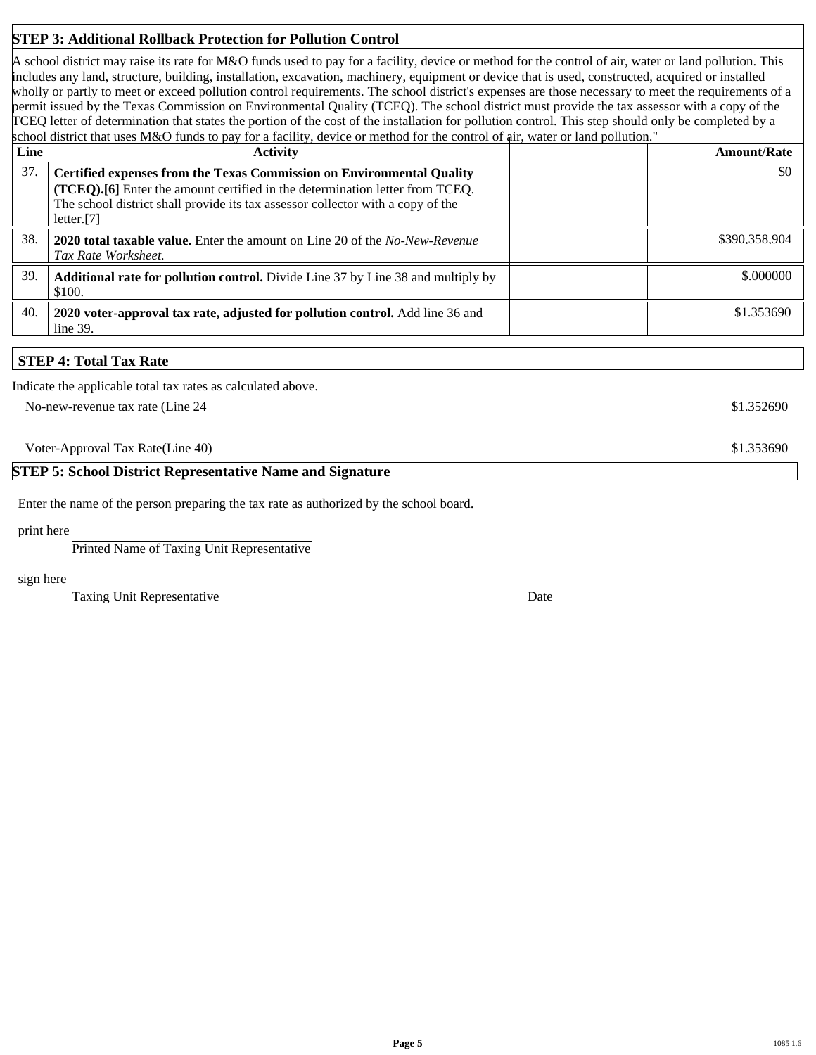## STEP 3: Additional Rollback Protection for Pollution Control

A school district may raise its rate for M&O funds used to pay for a facility, device or method for the control of air, water or land pollution. This includes any land, structure, building, installation, excavation, machinery, equipment or device that is used, constructed, acquired or installed wholly or partly to meet or exceed pollution control requirements. The school district's expenses are those necessary to meet the requirements of a permit issued by the Texas Commission on Environmental Quality (TCEQ). The school district must provide the tax assessor with a copy of the TCEQ letter of determination that states the portion of the cost of the installation for pollution control. This step should only be completed by a school district that uses M&O funds to pay for a facility, device or method for the control of air, water or land pollution."

| Line | Activity | | Amount/Rate |
|---|---|---|---|
| 37. | **Certified expenses from the Texas Commission on Environmental Quality (TCEQ).[6]** Enter the amount certified in the determination letter from TCEQ. The school district shall provide its tax assessor collector with a copy of the letter.[7] | | $0 |
| 38. | **2020 total taxable value.** Enter the amount on Line 20 of the *No-New-Revenue Tax Rate Worksheet.* | | $390,358,904 |
| 39. | **Additional rate for pollution control.** Divide Line 37 by Line 38 and multiply by $100. | | $.000000 |
| 40. | **2020 voter-approval tax rate, adjusted for pollution control.** Add line 36 and line 39. | | $1.353690 |

## STEP 4: Total Tax Rate

Indicate the applicable total tax rates as calculated above.

No-new-revenue tax rate (Line 24 — $1.352690

Voter-Approval Tax Rate(Line 40) — $1.353690

## STEP 5: School District Representative Name and Signature

Enter the name of the person preparing the tax rate as authorized by the school board.

print here ______________________________
Printed Name of Taxing Unit Representative

sign here ______________________________
Taxing Unit Representative

______________________________
Date